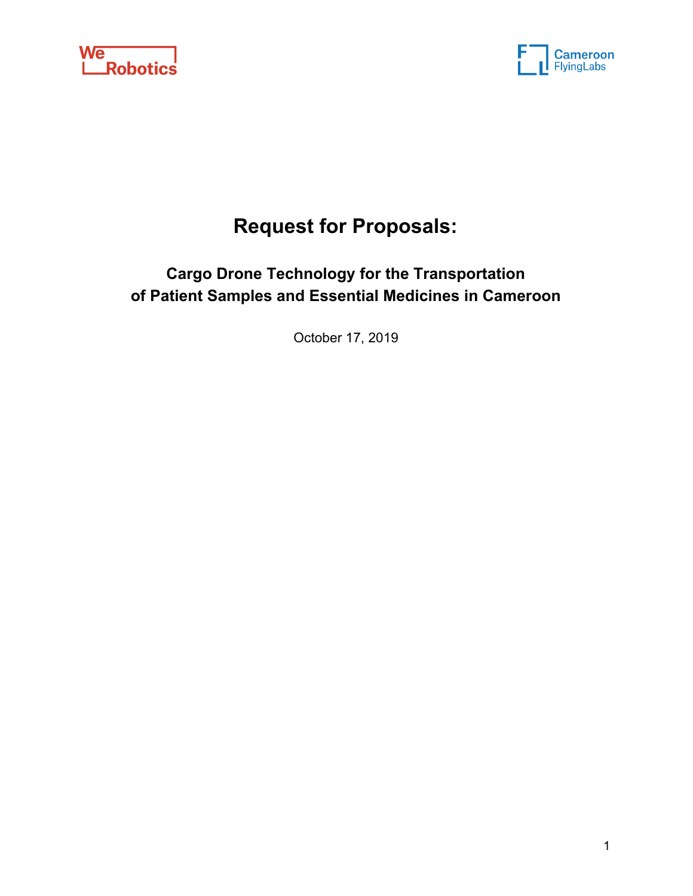WeRobotics

Cameroon FlyingLabs

# Request for Proposals:

## Cargo Drone Technology for the Transportation of Patient Samples and Essential Medicines in Cameroon

October 17, 2019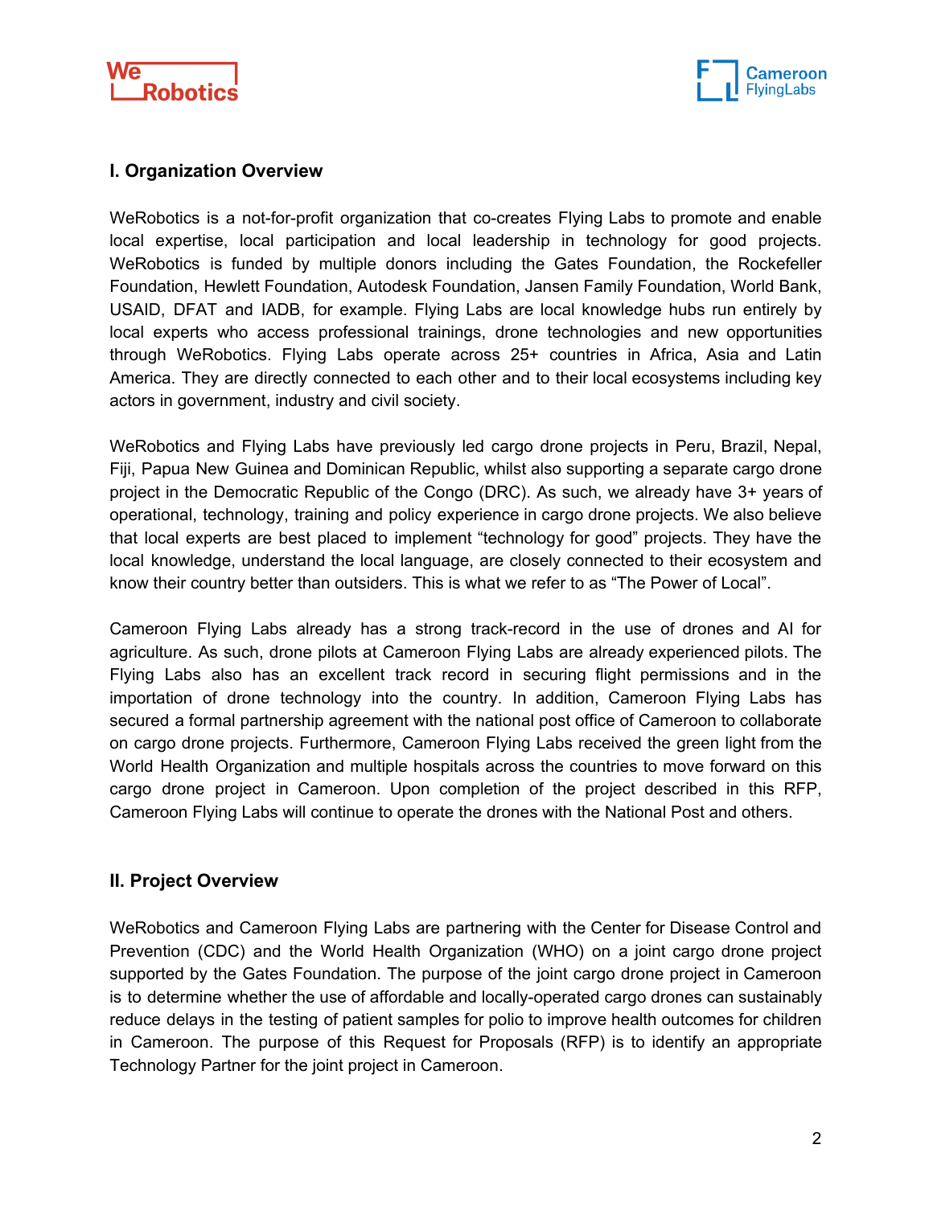## I. Organization Overview

WeRobotics is a not-for-profit organization that co-creates Flying Labs to promote and enable local expertise, local participation and local leadership in technology for good projects. WeRobotics is funded by multiple donors including the Gates Foundation, the Rockefeller Foundation, Hewlett Foundation, Autodesk Foundation, Jansen Family Foundation, World Bank, USAID, DFAT and IADB, for example. Flying Labs are local knowledge hubs run entirely by local experts who access professional trainings, drone technologies and new opportunities through WeRobotics. Flying Labs operate across 25+ countries in Africa, Asia and Latin America. They are directly connected to each other and to their local ecosystems including key actors in government, industry and civil society.

WeRobotics and Flying Labs have previously led cargo drone projects in Peru, Brazil, Nepal, Fiji, Papua New Guinea and Dominican Republic, whilst also supporting a separate cargo drone project in the Democratic Republic of the Congo (DRC). As such, we already have 3+ years of operational, technology, training and policy experience in cargo drone projects. We also believe that local experts are best placed to implement "technology for good" projects. They have the local knowledge, understand the local language, are closely connected to their ecosystem and know their country better than outsiders. This is what we refer to as "The Power of Local".

Cameroon Flying Labs already has a strong track-record in the use of drones and AI for agriculture. As such, drone pilots at Cameroon Flying Labs are already experienced pilots. The Flying Labs also has an excellent track record in securing flight permissions and in the importation of drone technology into the country. In addition, Cameroon Flying Labs has secured a formal partnership agreement with the national post office of Cameroon to collaborate on cargo drone projects. Furthermore, Cameroon Flying Labs received the green light from the World Health Organization and multiple hospitals across the countries to move forward on this cargo drone project in Cameroon. Upon completion of the project described in this RFP, Cameroon Flying Labs will continue to operate the drones with the National Post and others.

## II. Project Overview

WeRobotics and Cameroon Flying Labs are partnering with the Center for Disease Control and Prevention (CDC) and the World Health Organization (WHO) on a joint cargo drone project supported by the Gates Foundation. The purpose of the joint cargo drone project in Cameroon is to determine whether the use of affordable and locally-operated cargo drones can sustainably reduce delays in the testing of patient samples for polio to improve health outcomes for children in Cameroon. The purpose of this Request for Proposals (RFP) is to identify an appropriate Technology Partner for the joint project in Cameroon.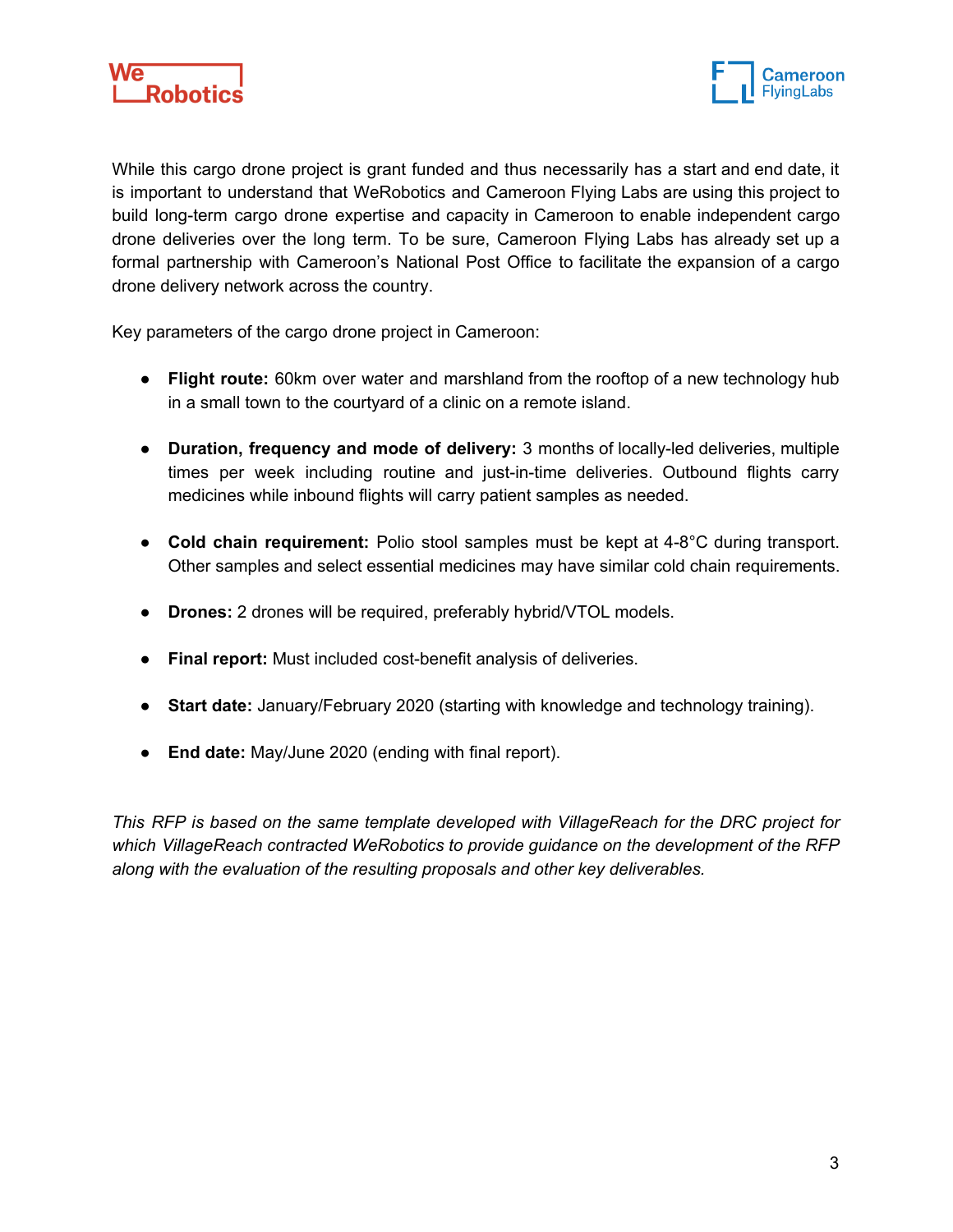While this cargo drone project is grant funded and thus necessarily has a start and end date, it is important to understand that WeRobotics and Cameroon Flying Labs are using this project to build long-term cargo drone expertise and capacity in Cameroon to enable independent cargo drone deliveries over the long term. To be sure, Cameroon Flying Labs has already set up a formal partnership with Cameroon's National Post Office to facilitate the expansion of a cargo drone delivery network across the country.

Key parameters of the cargo drone project in Cameroon:

- **Flight route:** 60km over water and marshland from the rooftop of a new technology hub in a small town to the courtyard of a clinic on a remote island.
- **Duration, frequency and mode of delivery:** 3 months of locally-led deliveries, multiple times per week including routine and just-in-time deliveries. Outbound flights carry medicines while inbound flights will carry patient samples as needed.
- **Cold chain requirement:** Polio stool samples must be kept at 4-8°C during transport. Other samples and select essential medicines may have similar cold chain requirements.
- **Drones:** 2 drones will be required, preferably hybrid/VTOL models.
- **Final report:** Must included cost-benefit analysis of deliveries.
- **Start date:** January/February 2020 (starting with knowledge and technology training).
- **End date:** May/June 2020 (ending with final report).

*This RFP is based on the same template developed with VillageReach for the DRC project for which VillageReach contracted WeRobotics to provide guidance on the development of the RFP along with the evaluation of the resulting proposals and other key deliverables.*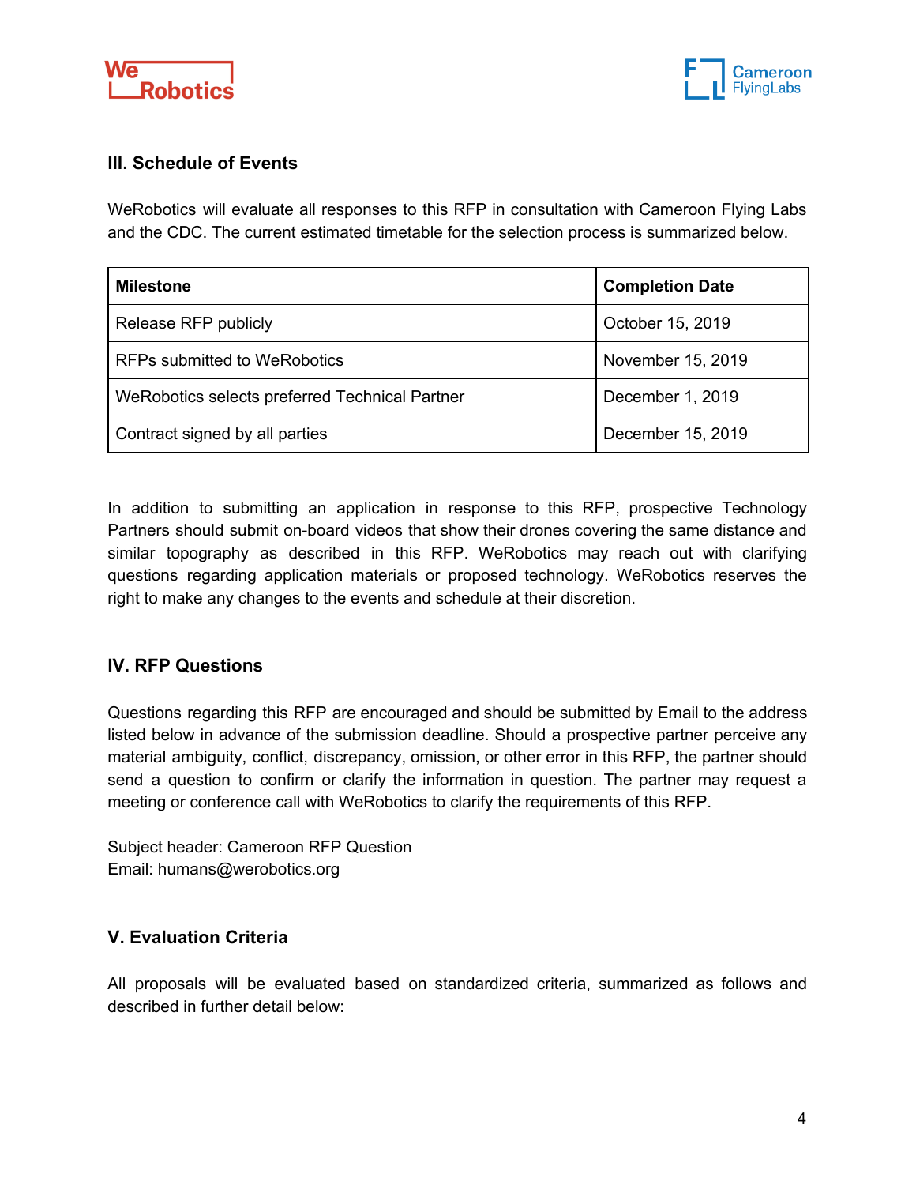## III. Schedule of Events

WeRobotics will evaluate all responses to this RFP in consultation with Cameroon Flying Labs and the CDC. The current estimated timetable for the selection process is summarized below.

| Milestone | Completion Date |
| --- | --- |
| Release RFP publicly | October 15, 2019 |
| RFPs submitted to WeRobotics | November 15, 2019 |
| WeRobotics selects preferred Technical Partner | December 1, 2019 |
| Contract signed by all parties | December 15, 2019 |

In addition to submitting an application in response to this RFP, prospective Technology Partners should submit on-board videos that show their drones covering the same distance and similar topography as described in this RFP. WeRobotics may reach out with clarifying questions regarding application materials or proposed technology. WeRobotics reserves the right to make any changes to the events and schedule at their discretion.

## IV. RFP Questions

Questions regarding this RFP are encouraged and should be submitted by Email to the address listed below in advance of the submission deadline. Should a prospective partner perceive any material ambiguity, conflict, discrepancy, omission, or other error in this RFP, the partner should send a question to confirm or clarify the information in question. The partner may request a meeting or conference call with WeRobotics to clarify the requirements of this RFP.

Subject header: Cameroon RFP Question
Email: humans@werobotics.org

## V. Evaluation Criteria

All proposals will be evaluated based on standardized criteria, summarized as follows and described in further detail below: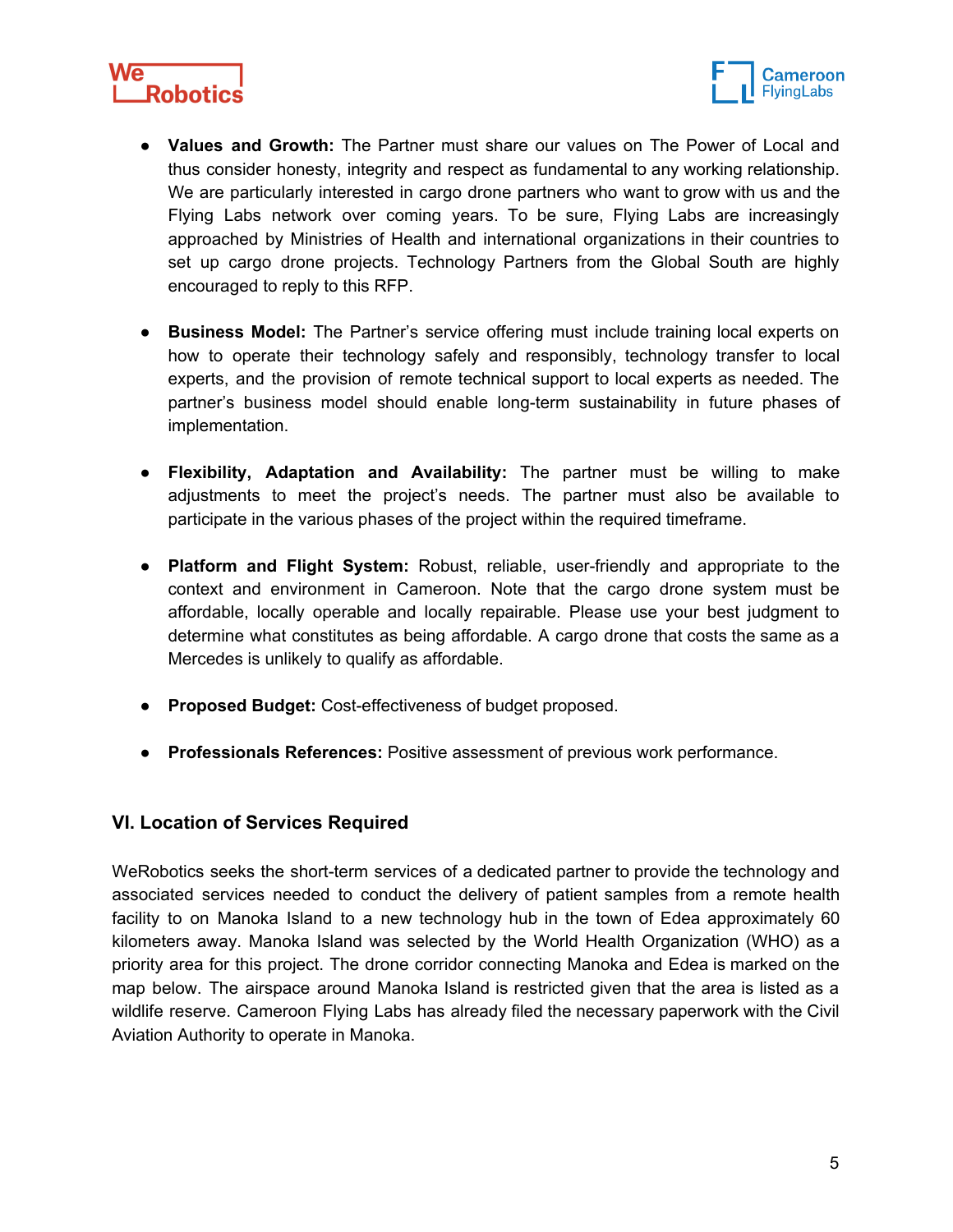- **Values and Growth:** The Partner must share our values on The Power of Local and thus consider honesty, integrity and respect as fundamental to any working relationship. We are particularly interested in cargo drone partners who want to grow with us and the Flying Labs network over coming years. To be sure, Flying Labs are increasingly approached by Ministries of Health and international organizations in their countries to set up cargo drone projects. Technology Partners from the Global South are highly encouraged to reply to this RFP.

- **Business Model:** The Partner's service offering must include training local experts on how to operate their technology safely and responsibly, technology transfer to local experts, and the provision of remote technical support to local experts as needed. The partner's business model should enable long-term sustainability in future phases of implementation.

- **Flexibility, Adaptation and Availability:** The partner must be willing to make adjustments to meet the project's needs. The partner must also be available to participate in the various phases of the project within the required timeframe.

- **Platform and Flight System:** Robust, reliable, user-friendly and appropriate to the context and environment in Cameroon. Note that the cargo drone system must be affordable, locally operable and locally repairable. Please use your best judgment to determine what constitutes as being affordable. A cargo drone that costs the same as a Mercedes is unlikely to qualify as affordable.

- **Proposed Budget:** Cost-effectiveness of budget proposed.

- **Professionals References:** Positive assessment of previous work performance.

## VI. Location of Services Required

WeRobotics seeks the short-term services of a dedicated partner to provide the technology and associated services needed to conduct the delivery of patient samples from a remote health facility to on Manoka Island to a new technology hub in the town of Edea approximately 60 kilometers away. Manoka Island was selected by the World Health Organization (WHO) as a priority area for this project. The drone corridor connecting Manoka and Edea is marked on the map below. The airspace around Manoka Island is restricted given that the area is listed as a wildlife reserve. Cameroon Flying Labs has already filed the necessary paperwork with the Civil Aviation Authority to operate in Manoka.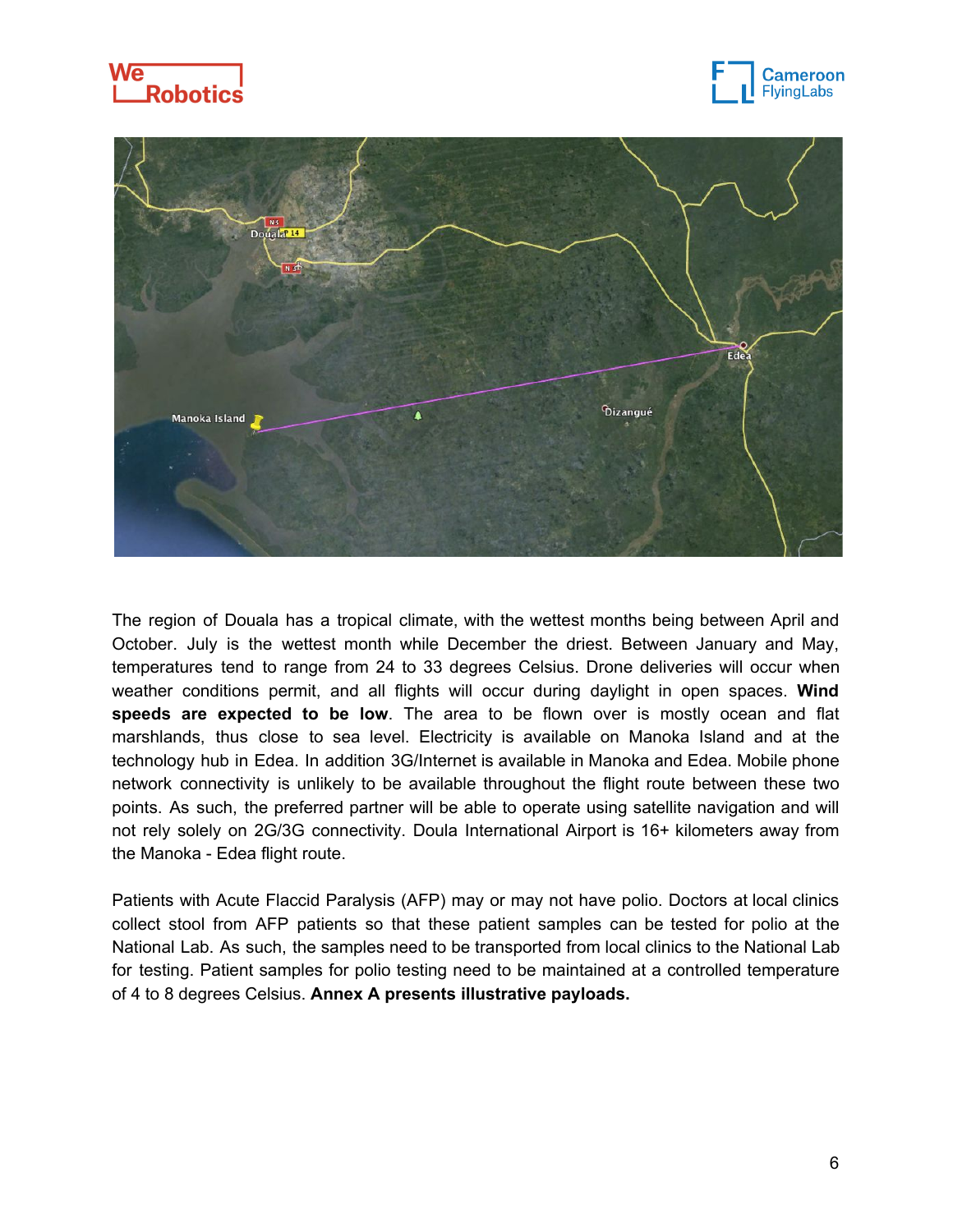The region of Douala has a tropical climate, with the wettest months being between April and October. July is the wettest month while December the driest. Between January and May, temperatures tend to range from 24 to 33 degrees Celsius. Drone deliveries will occur when weather conditions permit, and all flights will occur during daylight in open spaces. **Wind speeds are expected to be low**. The area to be flown over is mostly ocean and flat marshlands, thus close to sea level. Electricity is available on Manoka Island and at the technology hub in Edea. In addition 3G/Internet is available in Manoka and Edea. Mobile phone network connectivity is unlikely to be available throughout the flight route between these two points. As such, the preferred partner will be able to operate using satellite navigation and will not rely solely on 2G/3G connectivity. Doula International Airport is 16+ kilometers away from the Manoka - Edea flight route.

Patients with Acute Flaccid Paralysis (AFP) may or may not have polio. Doctors at local clinics collect stool from AFP patients so that these patient samples can be tested for polio at the National Lab. As such, the samples need to be transported from local clinics to the National Lab for testing. Patient samples for polio testing need to be maintained at a controlled temperature of 4 to 8 degrees Celsius. **Annex A presents illustrative payloads.**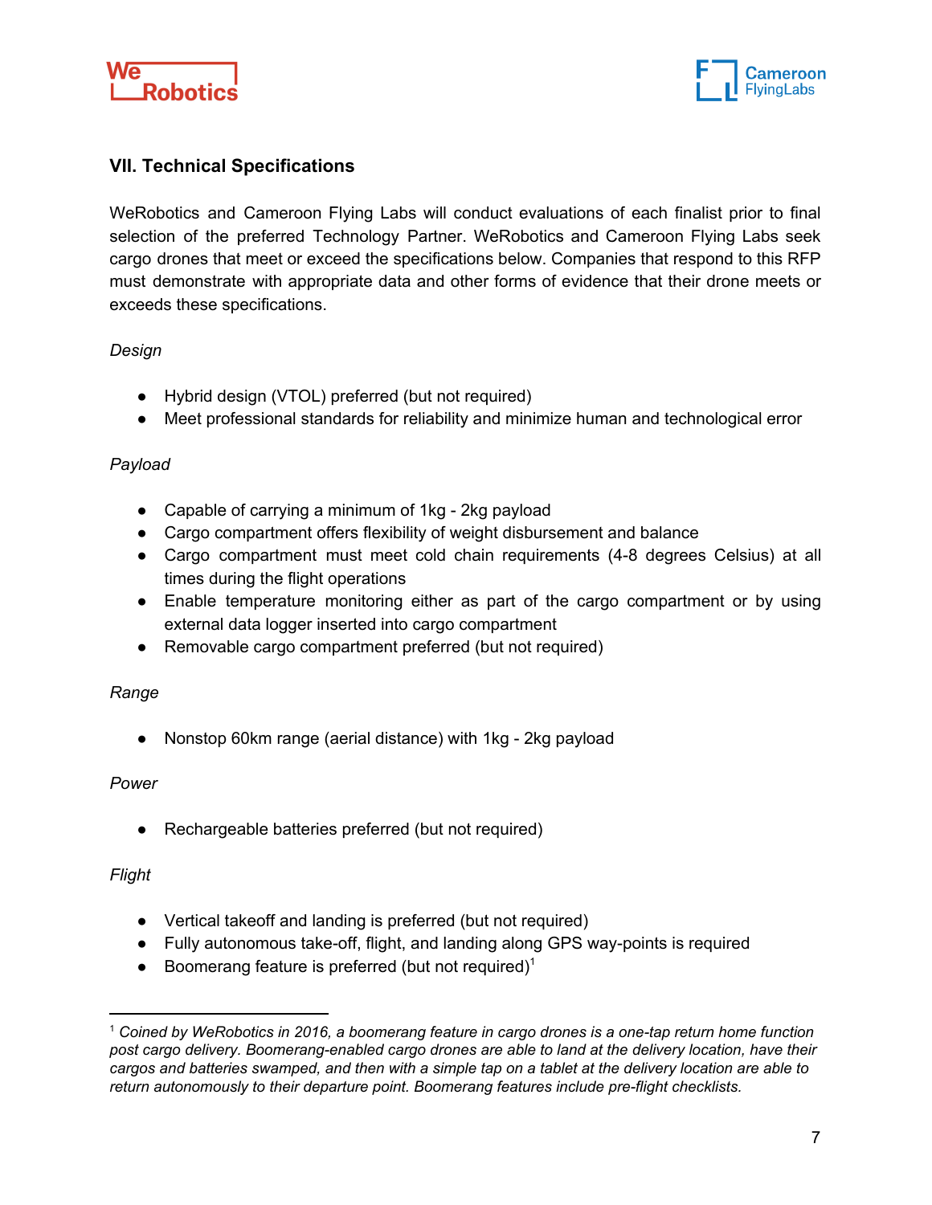## VII. Technical Specifications

WeRobotics and Cameroon Flying Labs will conduct evaluations of each finalist prior to final selection of the preferred Technology Partner. WeRobotics and Cameroon Flying Labs seek cargo drones that meet or exceed the specifications below. Companies that respond to this RFP must demonstrate with appropriate data and other forms of evidence that their drone meets or exceeds these specifications.

*Design*

- Hybrid design (VTOL) preferred (but not required)
- Meet professional standards for reliability and minimize human and technological error

*Payload*

- Capable of carrying a minimum of 1kg - 2kg payload
- Cargo compartment offers flexibility of weight disbursement and balance
- Cargo compartment must meet cold chain requirements (4-8 degrees Celsius) at all times during the flight operations
- Enable temperature monitoring either as part of the cargo compartment or by using external data logger inserted into cargo compartment
- Removable cargo compartment preferred (but not required)

*Range*

- Nonstop 60km range (aerial distance) with 1kg - 2kg payload

*Power*

- Rechargeable batteries preferred (but not required)

*Flight*

- Vertical takeoff and landing is preferred (but not required)
- Fully autonomous take-off, flight, and landing along GPS way-points is required
- Boomerang feature is preferred (but not required)[1]

---

[1] *Coined by WeRobotics in 2016, a boomerang feature in cargo drones is a one-tap return home function post cargo delivery. Boomerang-enabled cargo drones are able to land at the delivery location, have their cargos and batteries swamped, and then with a simple tap on a tablet at the delivery location are able to return autonomously to their departure point. Boomerang features include pre-flight checklists.*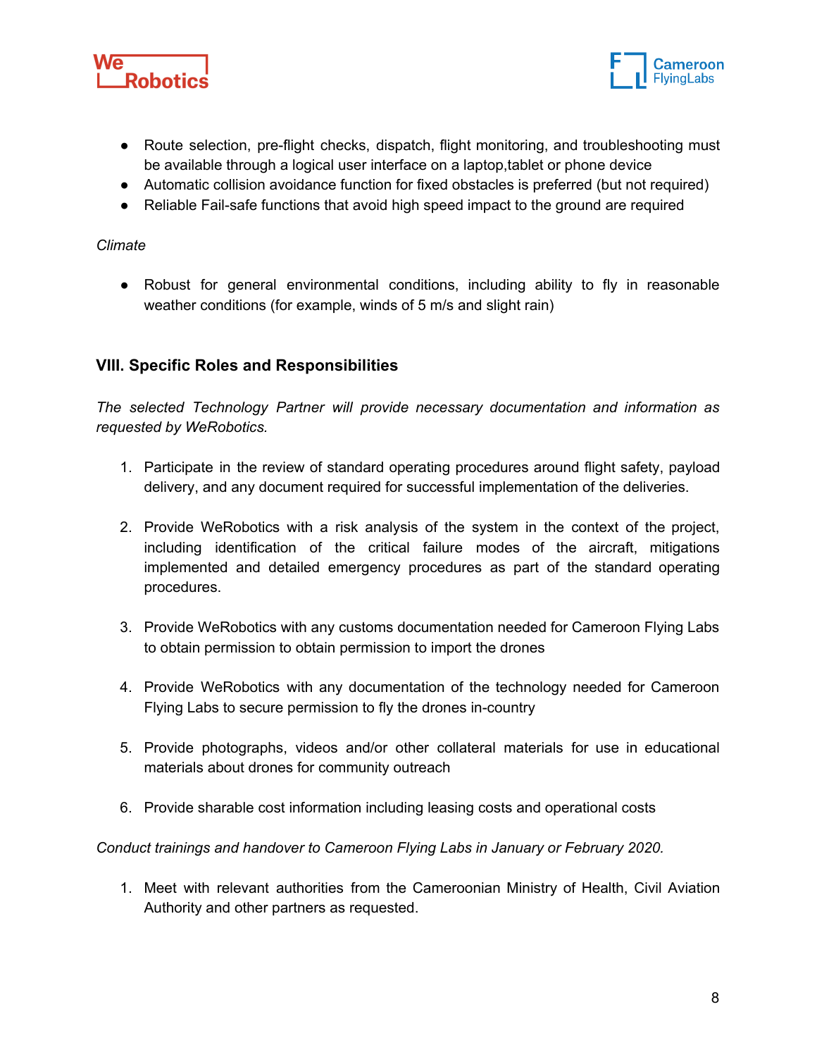- Route selection, pre-flight checks, dispatch, flight monitoring, and troubleshooting must be available through a logical user interface on a laptop,tablet or phone device
- Automatic collision avoidance function for fixed obstacles is preferred (but not required)
- Reliable Fail-safe functions that avoid high speed impact to the ground are required

*Climate*

- Robust for general environmental conditions, including ability to fly in reasonable weather conditions (for example, winds of 5 m/s and slight rain)

## VIII. Specific Roles and Responsibilities

*The selected Technology Partner will provide necessary documentation and information as requested by WeRobotics.*

1. Participate in the review of standard operating procedures around flight safety, payload delivery, and any document required for successful implementation of the deliveries.

2. Provide WeRobotics with a risk analysis of the system in the context of the project, including identification of the critical failure modes of the aircraft, mitigations implemented and detailed emergency procedures as part of the standard operating procedures.

3. Provide WeRobotics with any customs documentation needed for Cameroon Flying Labs to obtain permission to obtain permission to import the drones

4. Provide WeRobotics with any documentation of the technology needed for Cameroon Flying Labs to secure permission to fly the drones in-country

5. Provide photographs, videos and/or other collateral materials for use in educational materials about drones for community outreach

6. Provide sharable cost information including leasing costs and operational costs

*Conduct trainings and handover to Cameroon Flying Labs in January or February 2020.*

1. Meet with relevant authorities from the Cameroonian Ministry of Health, Civil Aviation Authority and other partners as requested.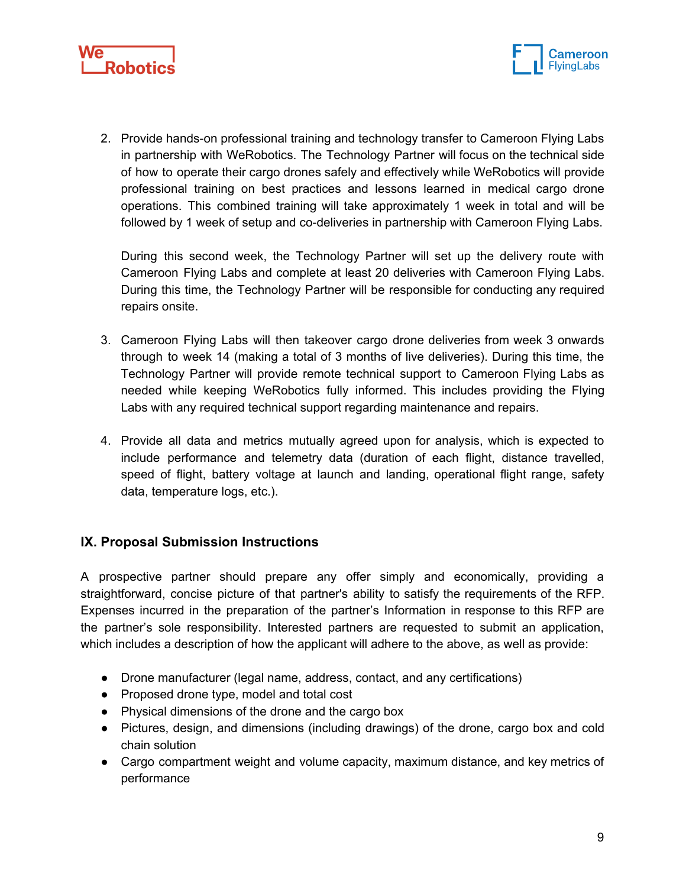2. Provide hands-on professional training and technology transfer to Cameroon Flying Labs in partnership with WeRobotics. The Technology Partner will focus on the technical side of how to operate their cargo drones safely and effectively while WeRobotics will provide professional training on best practices and lessons learned in medical cargo drone operations. This combined training will take approximately 1 week in total and will be followed by 1 week of setup and co-deliveries in partnership with Cameroon Flying Labs.

   During this second week, the Technology Partner will set up the delivery route with Cameroon Flying Labs and complete at least 20 deliveries with Cameroon Flying Labs. During this time, the Technology Partner will be responsible for conducting any required repairs onsite.

3. Cameroon Flying Labs will then takeover cargo drone deliveries from week 3 onwards through to week 14 (making a total of 3 months of live deliveries). During this time, the Technology Partner will provide remote technical support to Cameroon Flying Labs as needed while keeping WeRobotics fully informed. This includes providing the Flying Labs with any required technical support regarding maintenance and repairs.

4. Provide all data and metrics mutually agreed upon for analysis, which is expected to include performance and telemetry data (duration of each flight, distance travelled, speed of flight, battery voltage at launch and landing, operational flight range, safety data, temperature logs, etc.).

## IX. Proposal Submission Instructions

A prospective partner should prepare any offer simply and economically, providing a straightforward, concise picture of that partner's ability to satisfy the requirements of the RFP. Expenses incurred in the preparation of the partner's Information in response to this RFP are the partner's sole responsibility. Interested partners are requested to submit an application, which includes a description of how the applicant will adhere to the above, as well as provide:

- Drone manufacturer (legal name, address, contact, and any certifications)
- Proposed drone type, model and total cost
- Physical dimensions of the drone and the cargo box
- Pictures, design, and dimensions (including drawings) of the drone, cargo box and cold chain solution
- Cargo compartment weight and volume capacity, maximum distance, and key metrics of performance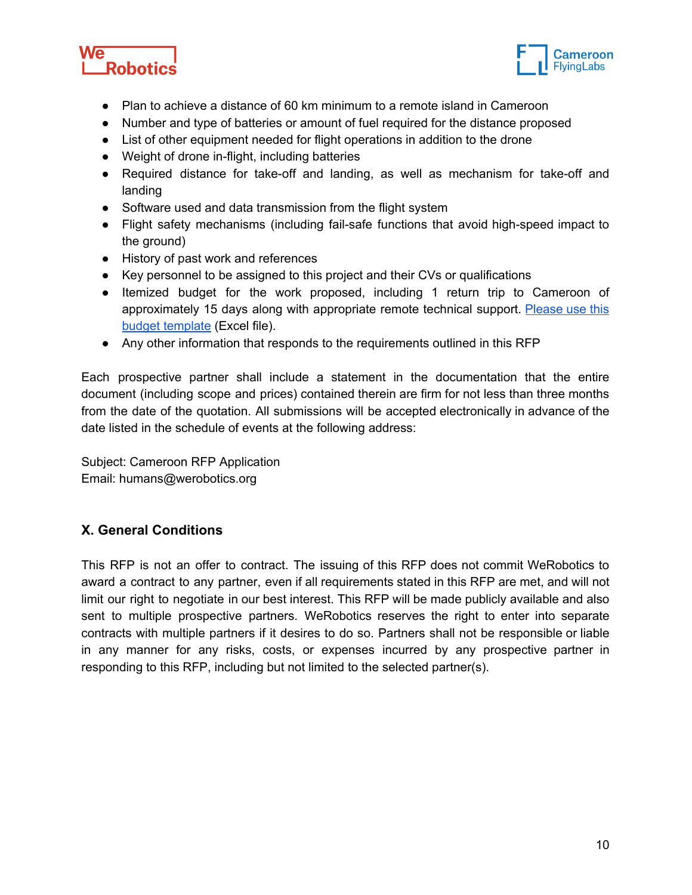- Plan to achieve a distance of 60 km minimum to a remote island in Cameroon
- Number and type of batteries or amount of fuel required for the distance proposed
- List of other equipment needed for flight operations in addition to the drone
- Weight of drone in-flight, including batteries
- Required distance for take-off and landing, as well as mechanism for take-off and landing
- Software used and data transmission from the flight system
- Flight safety mechanisms (including fail-safe functions that avoid high-speed impact to the ground)
- History of past work and references
- Key personnel to be assigned to this project and their CVs or qualifications
- Itemized budget for the work proposed, including 1 return trip to Cameroon of approximately 15 days along with appropriate remote technical support. Please use this budget template (Excel file).
- Any other information that responds to the requirements outlined in this RFP

Each prospective partner shall include a statement in the documentation that the entire document (including scope and prices) contained therein are firm for not less than three months from the date of the quotation. All submissions will be accepted electronically in advance of the date listed in the schedule of events at the following address:

Subject: Cameroon RFP Application
Email: humans@werobotics.org

## X. General Conditions

This RFP is not an offer to contract. The issuing of this RFP does not commit WeRobotics to award a contract to any partner, even if all requirements stated in this RFP are met, and will not limit our right to negotiate in our best interest. This RFP will be made publicly available and also sent to multiple prospective partners. WeRobotics reserves the right to enter into separate contracts with multiple partners if it desires to do so. Partners shall not be responsible or liable in any manner for any risks, costs, or expenses incurred by any prospective partner in responding to this RFP, including but not limited to the selected partner(s).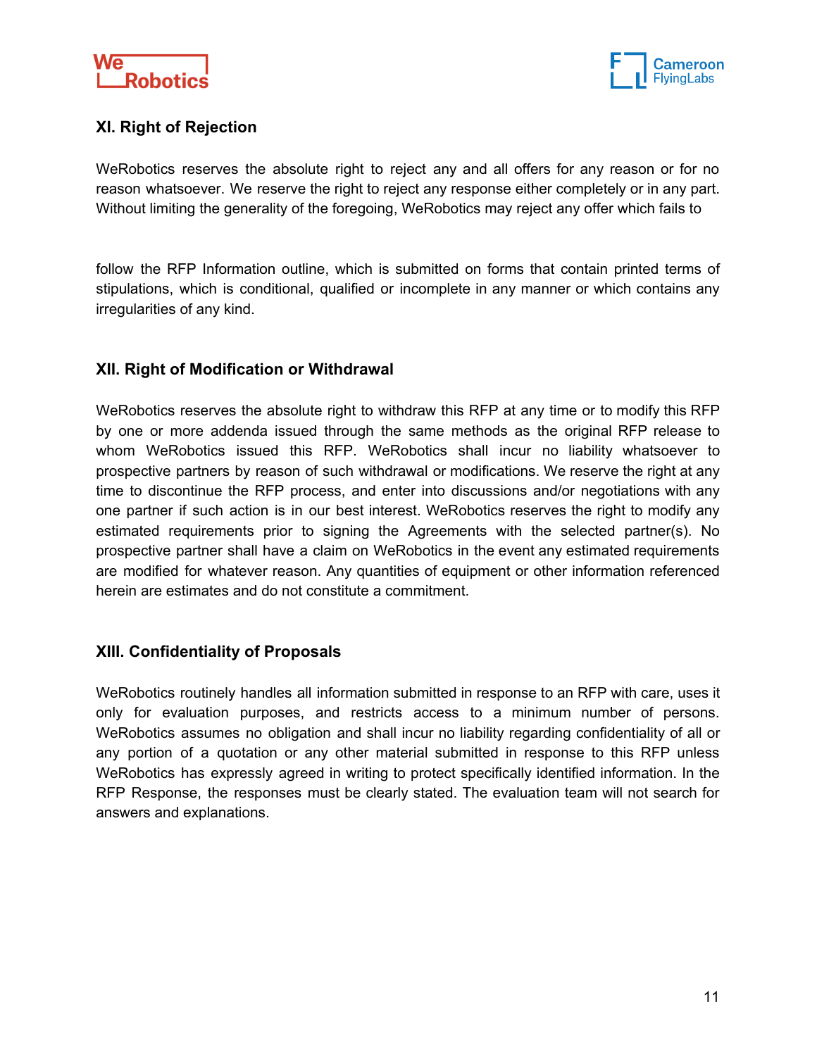## XI. Right of Rejection

WeRobotics reserves the absolute right to reject any and all offers for any reason or for no reason whatsoever. We reserve the right to reject any response either completely or in any part. Without limiting the generality of the foregoing, WeRobotics may reject any offer which fails to

follow the RFP Information outline, which is submitted on forms that contain printed terms of stipulations, which is conditional, qualified or incomplete in any manner or which contains any irregularities of any kind.

## XII. Right of Modification or Withdrawal

WeRobotics reserves the absolute right to withdraw this RFP at any time or to modify this RFP by one or more addenda issued through the same methods as the original RFP release to whom WeRobotics issued this RFP. WeRobotics shall incur no liability whatsoever to prospective partners by reason of such withdrawal or modifications. We reserve the right at any time to discontinue the RFP process, and enter into discussions and/or negotiations with any one partner if such action is in our best interest. WeRobotics reserves the right to modify any estimated requirements prior to signing the Agreements with the selected partner(s). No prospective partner shall have a claim on WeRobotics in the event any estimated requirements are modified for whatever reason. Any quantities of equipment or other information referenced herein are estimates and do not constitute a commitment.

## XIII. Confidentiality of Proposals

WeRobotics routinely handles all information submitted in response to an RFP with care, uses it only for evaluation purposes, and restricts access to a minimum number of persons. WeRobotics assumes no obligation and shall incur no liability regarding confidentiality of all or any portion of a quotation or any other material submitted in response to this RFP unless WeRobotics has expressly agreed in writing to protect specifically identified information. In the RFP Response, the responses must be clearly stated. The evaluation team will not search for answers and explanations.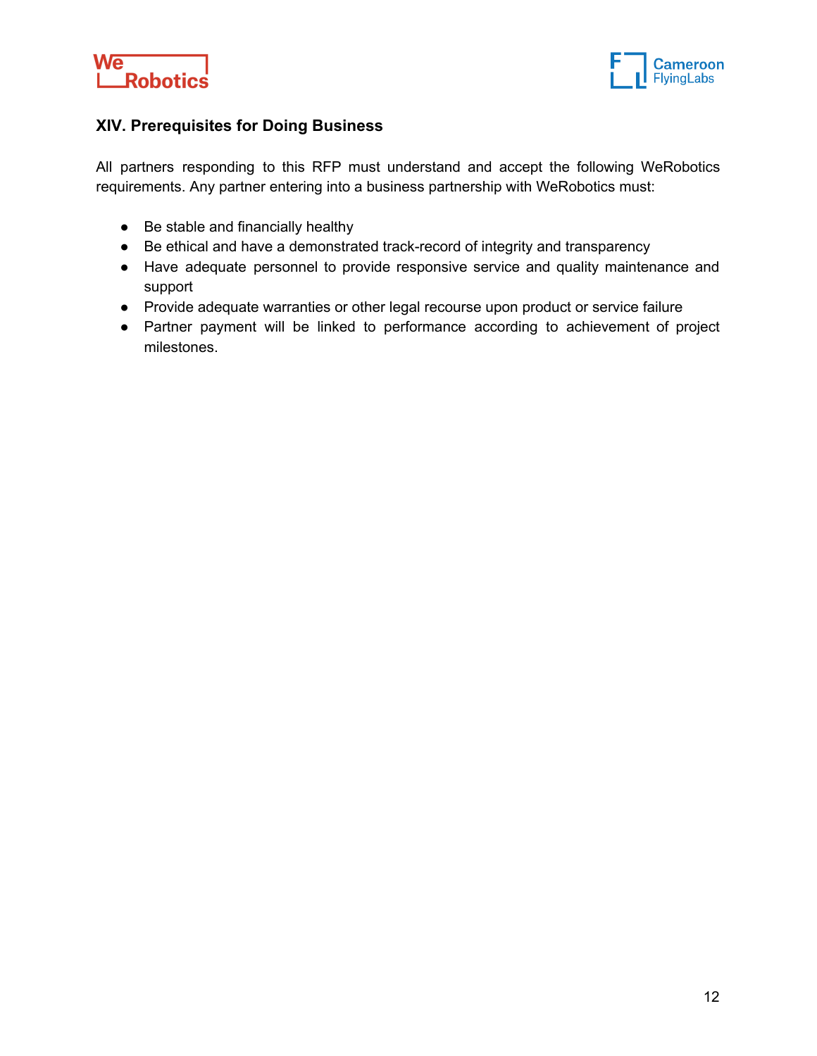## XIV. Prerequisites for Doing Business

All partners responding to this RFP must understand and accept the following WeRobotics requirements. Any partner entering into a business partnership with WeRobotics must:

- Be stable and financially healthy
- Be ethical and have a demonstrated track-record of integrity and transparency
- Have adequate personnel to provide responsive service and quality maintenance and support
- Provide adequate warranties or other legal recourse upon product or service failure
- Partner payment will be linked to performance according to achievement of project milestones.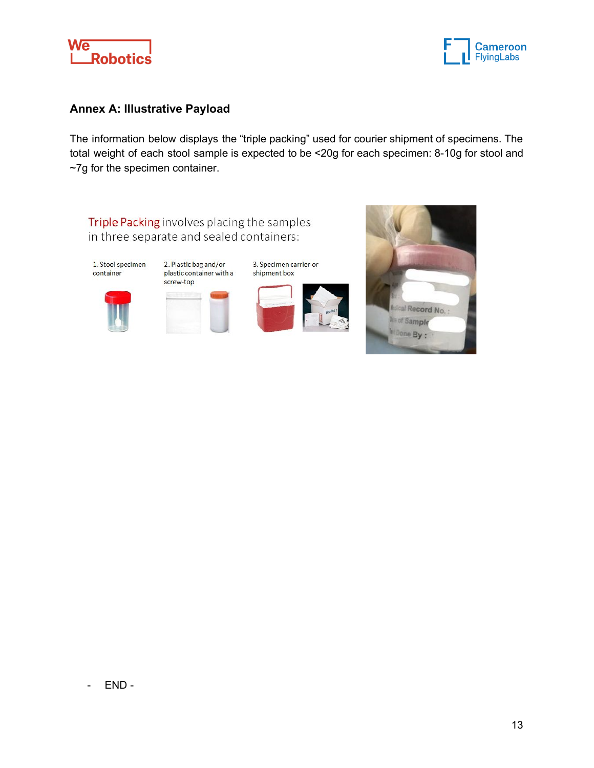## Annex A: Illustrative Payload

The information below displays the "triple packing" used for courier shipment of specimens. The total weight of each stool sample is expected to be <20g for each specimen: 8-10g for stool and ~7g for the specimen container.

Triple Packing involves placing the samples in three separate and sealed containers:

1. Stool specimen container
2. Plastic bag and/or plastic container with a screw-top
3. Specimen carrier or shipment box

- END -